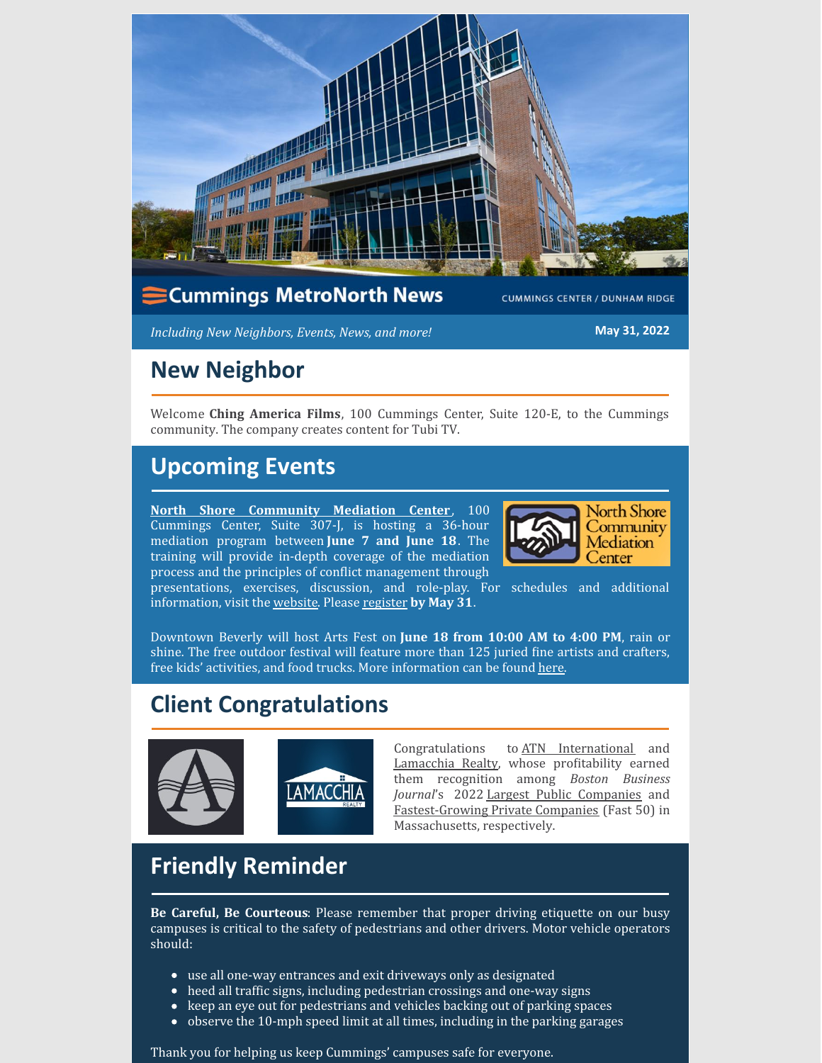# Cummings MetroNorth News

CUMMINGS CENTER / DUNHAM RIDGE

*Including New Neighbors, Events, News, and more!*

**May 31, 2022**

## New Neighbor

Welcome **Ching America Films**, 100 Cummings Center, Suite 120-E, to the Cummings community. The company creates content for Tubi TV.

## Upcoming Events

**North Shore Community Mediation Center**, 100 Cummings Center, Suite 307-J, is hosting a 36-hour mediation program between **June 7 and June 18**. The training will provide in-depth coverage of the mediation process and the principles of conflict management through presentations, exercises, discussion, and role-play. For schedules and additional information, visit the website. Please register **by May 31**.

Downtown Beverly will host Arts Fest on **June 18 from 10:00 AM to 4:00 PM**, rain or shine. The free outdoor festival will feature more than 125 juried fine artists and crafters, free kids' activities, and food trucks. More information can be found here.

## Client Congratulations

Congratulations to ATN International and Lamacchia Realty, whose profitability earned them recognition among *Boston Business Journal*'s 2022 Largest Public Companies and Fastest-Growing Private Companies (Fast 50) in Massachusetts, respectively.

## Friendly Reminder

**Be Careful, Be Courteous**: Please remember that proper driving etiquette on our busy campuses is critical to the safety of pedestrians and other drivers. Motor vehicle operators should:

- use all one-way entrances and exit driveways only as designated
- heed all traffic signs, including pedestrian crossings and one-way signs
- keep an eye out for pedestrians and vehicles backing out of parking spaces
- observe the 10-mph speed limit at all times, including in the parking garages

Thank you for helping us keep Cummings' campuses safe for everyone.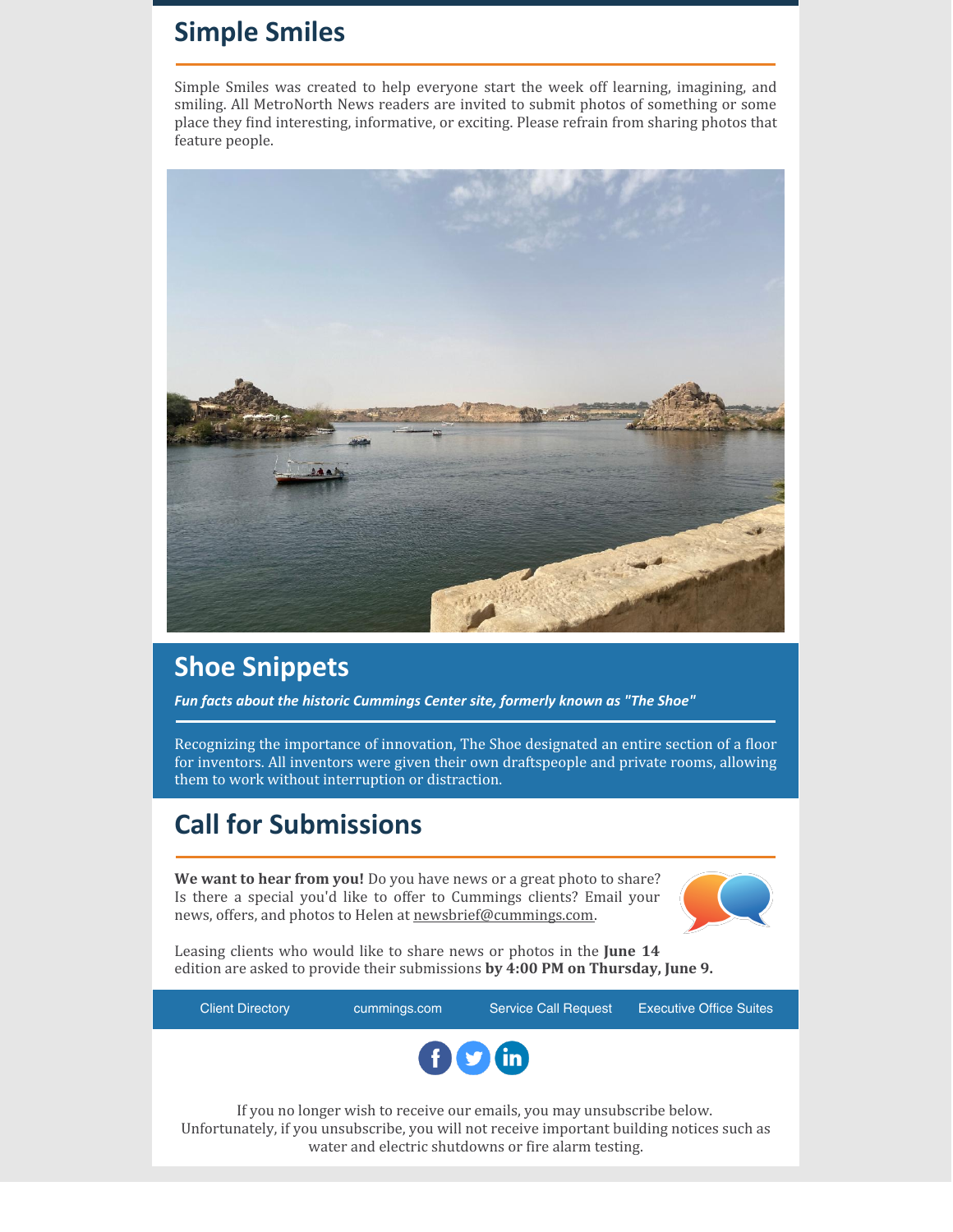## Simple Smiles

Simple Smiles was created to help everyone start the week off learning, imagining, and smiling. All MetroNorth News readers are invited to submit photos of something or some place they find interesting, informative, or exciting. Please refrain from sharing photos that feature people.

## Shoe Snippets

***Fun facts about the historic Cummings Center site, formerly known as "The Shoe"***

Recognizing the importance of innovation, The Shoe designated an entire section of a floor for inventors. All inventors were given their own draftspeople and private rooms, allowing them to work without interruption or distraction.

## Call for Submissions

**We want to hear from you!** Do you have news or a great photo to share? Is there a special you'd like to offer to Cummings clients? Email your news, offers, and photos to Helen at newsbrief@cummings.com.

Leasing clients who would like to share news or photos in the **June 14** edition are asked to provide their submissions **by 4:00 PM on Thursday, June 9.**

Client Directory | cummings.com | Service Call Request | Executive Office Suites

If you no longer wish to receive our emails, you may unsubscribe below. Unfortunately, if you unsubscribe, you will not receive important building notices such as water and electric shutdowns or fire alarm testing.